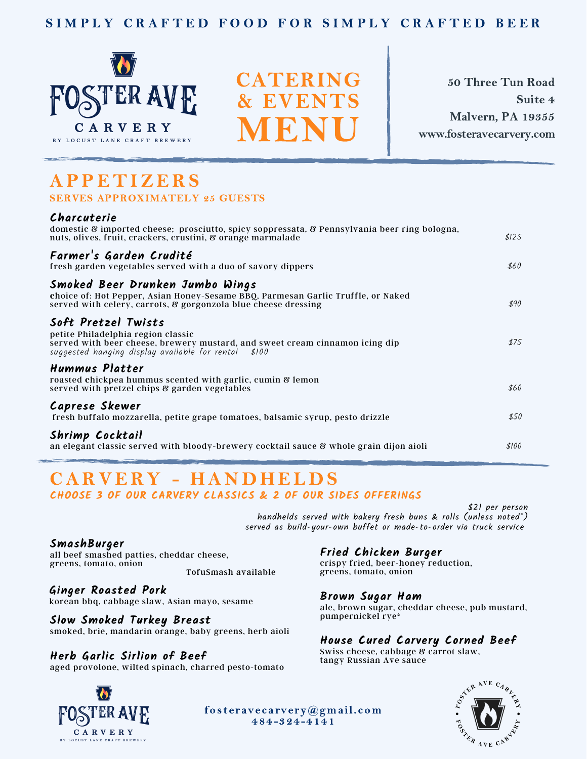SIMPLY CRAFTED FOOD FOR SIMPLY CRAFTED BEER

# FOSTER AVE CARVERY

BY LOCUST LANE CRAFT BREWERY

# CATERING & EVENTS MENU

50 Three Tun Road
Suite 4
Malvern, PA 19355
www.fosteravecarvery.com

## APPETIZERS

**SERVES APPROXIMATELY 25 GUESTS**

### Charcuterie

domestic & imported cheese; prosciutto, spicy soppressata, & Pennsylvania beer ring bologna, nuts, olives, fruit, crackers, crustini, & orange marmalade — *$125*

### Farmer's Garden Crudité

fresh garden vegetables served with a duo of savory dippers — *$60*

### Smoked Beer Drunken Jumbo Wings

choice of: Hot Pepper, Asian Honey-Sesame BBQ, Parmesan Garlic Truffle, or Naked
served with celery, carrots, & gorgonzola blue cheese dressing — *$90*

### Soft Pretzel Twists

petite Philadelphia region classic
served with beer cheese, brewery mustard, and sweet cream cinnamon icing dip — *$75*
*suggested hanging display available for rental $100*

### Hummus Platter

roasted chickpea hummus scented with garlic, cumin & lemon
served with pretzel chips & garden vegetables — *$60*

### Caprese Skewer

fresh buffalo mozzarella, petite grape tomatoes, balsamic syrup, pesto drizzle — *$50*

### Shrimp Cocktail

an elegant classic served with bloody-brewery cocktail sauce & whole grain dijon aioli — *$100*

## CARVERY - HANDHELDS

***CHOOSE 3 OF OUR CARVERY CLASSICS & 2 OF OUR SIDES OFFERINGS***

*$21 per person*
*handhelds served with bakery fresh buns & rolls (unless noted\*)*
*served as build-your-own buffet or made-to-order via truck service*

### SmashBurger

all beef smashed patties, cheddar cheese, greens, tomato, onion
TofuSmash available

### Ginger Roasted Pork

korean bbq, cabbage slaw, Asian mayo, sesame

### Slow Smoked Turkey Breast

smoked, brie, mandarin orange, baby greens, herb aioli

### Herb Garlic Sirlion of Beef

aged provolone, wilted spinach, charred pesto-tomato

### Fried Chicken Burger

crispy fried, beer-honey reduction, greens, tomato, onion

### Brown Sugar Ham

ale, brown sugar, cheddar cheese, pub mustard, pumpernickel rye*

### House Cured Carvery Corned Beef

Swiss cheese, cabbage & carrot slaw, tangy Russian Ave sauce

FOSTER AVE CARVERY
BY LOCUST LANE CRAFT BREWERY

fosteravecarvery@gmail.com
484-324-4141

FOSTER AVE CARVERY • FOSTER AVE CARVERY •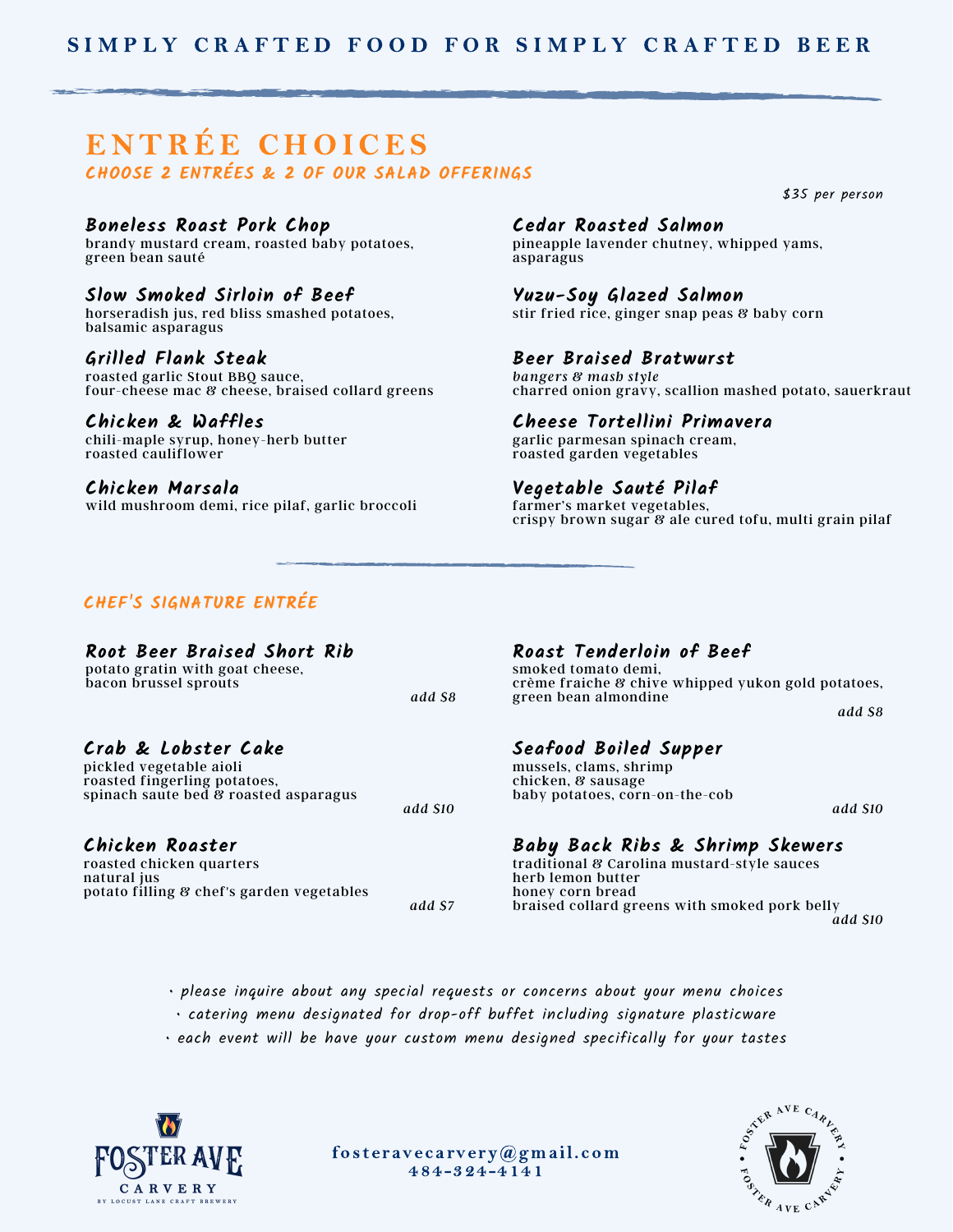SIMPLY CRAFTED FOOD FOR SIMPLY CRAFTED BEER

# ENTRÉE CHOICES

## CHOOSE 2 ENTRÉES & 2 OF OUR SALAD OFFERINGS

*$35 per person*

### Boneless Roast Pork Chop
brandy mustard cream, roasted baby potatoes, green bean sauté

### Slow Smoked Sirloin of Beef
horseradish jus, red bliss smashed potatoes, balsamic asparagus

### Grilled Flank Steak
roasted garlic Stout BBQ sauce, four-cheese mac & cheese, braised collard greens

### Chicken & Waffles
chili-maple syrup, honey-herb butter roasted cauliflower

### Chicken Marsala
wild mushroom demi, rice pilaf, garlic broccoli

### Cedar Roasted Salmon
pineapple lavender chutney, whipped yams, asparagus

### Yuzu-Soy Glazed Salmon
stir fried rice, ginger snap peas & baby corn

### Beer Braised Bratwurst
*bangers & mash style*
charred onion gravy, scallion mashed potato, sauerkraut

### Cheese Tortellini Primavera
garlic parmesan spinach cream, roasted garden vegetables

### Vegetable Sauté Pilaf
farmer's market vegetables, crispy brown sugar & ale cured tofu, multi grain pilaf

## CHEF'S SIGNATURE ENTRÉE

### Root Beer Braised Short Rib
potato gratin with goat cheese, bacon brussel sprouts

*add $8*

### Crab & Lobster Cake
pickled vegetable aioli
roasted fingerling potatoes,
spinach saute bed & roasted asparagus

*add $10*

### Chicken Roaster
roasted chicken quarters
natural jus
potato filling & chef's garden vegetables

*add $7*

### Roast Tenderloin of Beef
smoked tomato demi,
crème fraiche & chive whipped yukon gold potatoes,
green bean almondine

*add $8*

### Seafood Boiled Supper
mussels, clams, shrimp
chicken, & sausage
baby potatoes, corn-on-the-cob

*add $10*

### Baby Back Ribs & Shrimp Skewers
traditional & Carolina mustard-style sauces
herb lemon butter
honey corn bread
braised collard greens with smoked pork belly

*add $10*

- please inquire about any special requests or concerns about your menu choices
- catering menu designated for drop-off buffet including signature plasticware
- each event will be have your custom menu designed specifically for your tastes

FOSTER AVE CARVERY
BY LOCUST LANE CRAFT BREWERY

fosteravecarvery@gmail.com
484-324-4141

FOSTER AVE CARVERY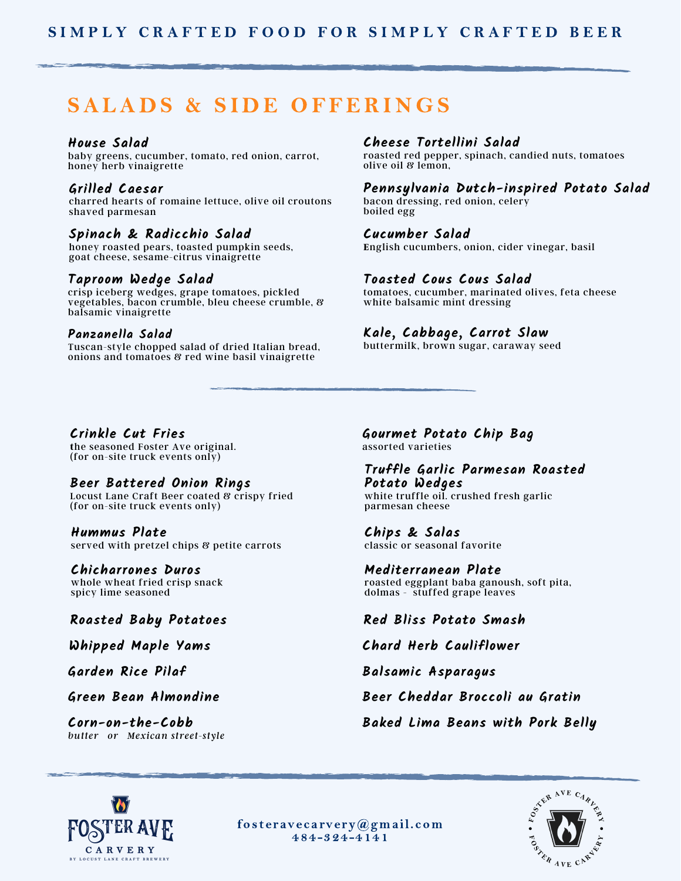SIMPLY CRAFTED FOOD FOR SIMPLY CRAFTED BEER

# SALADS & SIDE OFFERINGS

### House Salad
baby greens, cucumber, tomato, red onion, carrot, honey herb vinaigrette

### Grilled Caesar
charred hearts of romaine lettuce, olive oil croutons shaved parmesan

### Spinach & Radicchio Salad
honey roasted pears, toasted pumpkin seeds, goat cheese, sesame-citrus vinaigrette

### Taproom Wedge Salad
crisp iceberg wedges, grape tomatoes, pickled vegetables, bacon crumble, bleu cheese crumble, & balsamic vinaigrette

### Panzanella Salad
Tuscan-style chopped salad of dried Italian bread, onions and tomatoes & red wine basil vinaigrette

### Cheese Tortellini Salad
roasted red pepper, spinach, candied nuts, tomatoes olive oil & lemon,

### Pennsylvania Dutch-inspired Potato Salad
bacon dressing, red onion, celery boiled egg

### Cucumber Salad
English cucumbers, onion, cider vinegar, basil

### Toasted Cous Cous Salad
tomatoes, cucumber, marinated olives, feta cheese white balsamic mint dressing

### Kale, Cabbage, Carrot Slaw
buttermilk, brown sugar, caraway seed

---

### Crinkle Cut Fries
the seasoned Foster Ave original.
(for on-site truck events only)

### Beer Battered Onion Rings
Locust Lane Craft Beer coated & crispy fried
(for on-site truck events only)

### Hummus Plate
served with pretzel chips & petite carrots

### Chicharrones Duros
whole wheat fried crisp snack
spicy lime seasoned

### Roasted Baby Potatoes

### Whipped Maple Yams

### Garden Rice Pilaf

### Green Bean Almondine

### Corn-on-the-Cobb
*butter or Mexican street-style*

### Gourmet Potato Chip Bag
assorted varieties

### Truffle Garlic Parmesan Roasted Potato Wedges
white truffle oil. crushed fresh garlic
parmesan cheese

### Chips & Salas
classic or seasonal favorite

### Mediterranean Plate
roasted eggplant baba ganoush, soft pita,
dolmas - stuffed grape leaves

### Red Bliss Potato Smash

### Chard Herb Cauliflower

### Balsamic Asparagus

### Beer Cheddar Broccoli au Gratin

### Baked Lima Beans with Pork Belly

---

FOSTER AVE CARVERY
BY LOCUST LANE CRAFT BREWERY

fosteravecarvery@gmail.com
484-324-4141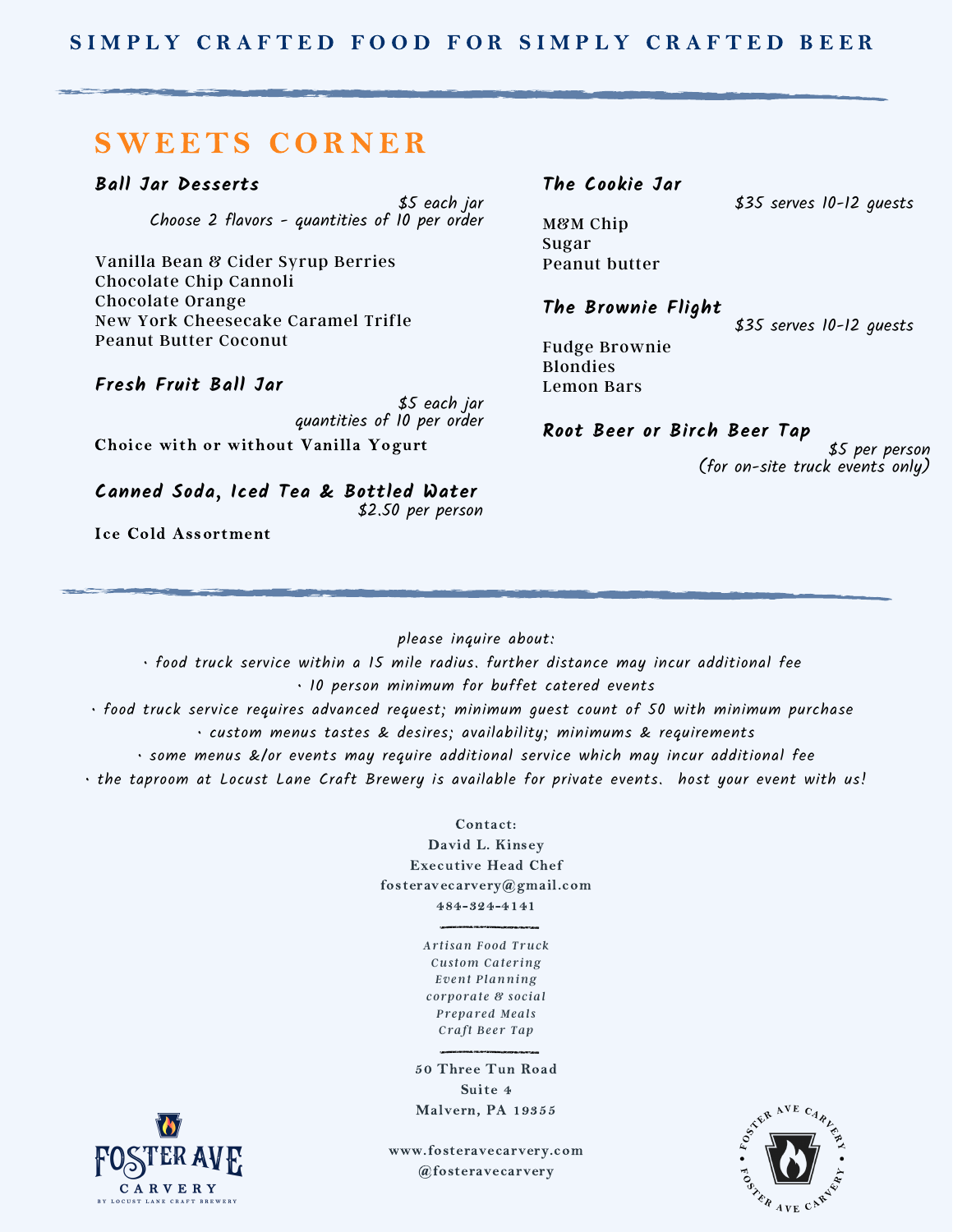SIMPLY CRAFTED FOOD FOR SIMPLY CRAFTED BEER

# SWEETS CORNER

### Ball Jar Desserts

*$5 each jar*
*Choose 2 flavors - quantities of 10 per order*

Vanilla Bean & Cider Syrup Berries
Chocolate Chip Cannoli
Chocolate Orange
New York Cheesecake Caramel Trifle
Peanut Butter Coconut

### Fresh Fruit Ball Jar

*$5 each jar*
*quantities of 10 per order*

**Choice with or without Vanilla Yogurt**

### Canned Soda, Iced Tea & Bottled Water

*$2.50 per person*

**Ice Cold Assortment**

### The Cookie Jar

*$35 serves 10-12 guests*

M&M Chip
Sugar
Peanut butter

### The Brownie Flight

*$35 serves 10-12 guests*

Fudge Brownie
Blondies
Lemon Bars

### Root Beer or Birch Beer Tap

*$5 per person*
*(for on-site truck events only)*

---

*please inquire about:*

- *food truck service within a 15 mile radius. further distance may incur additional fee*
- *10 person minimum for buffet catered events*
- *food truck service requires advanced request; minimum guest count of 50 with minimum purchase*
- *custom menus tastes & desires; availability; minimums & requirements*
- *some menus &/or events may require additional service which may incur additional fee*
- *the taproom at Locust Lane Craft Brewery is available for private events. host your event with us!*

**Contact:**
**David L. Kinsey**
**Executive Head Chef**
**fosteravecarvery@gmail.com**
**484-324-4141**

*Artisan Food Truck*
*Custom Catering*
*Event Planning*
*corporate & social*
*Prepared Meals*
*Craft Beer Tap*

**50 Three Tun Road**
**Suite 4**
**Malvern, PA 19355**

**www.fosteravecarvery.com**
**@fosteravecarvery**

FOSTER AVE CARVERY
BY LOCUST LANE CRAFT BREWERY